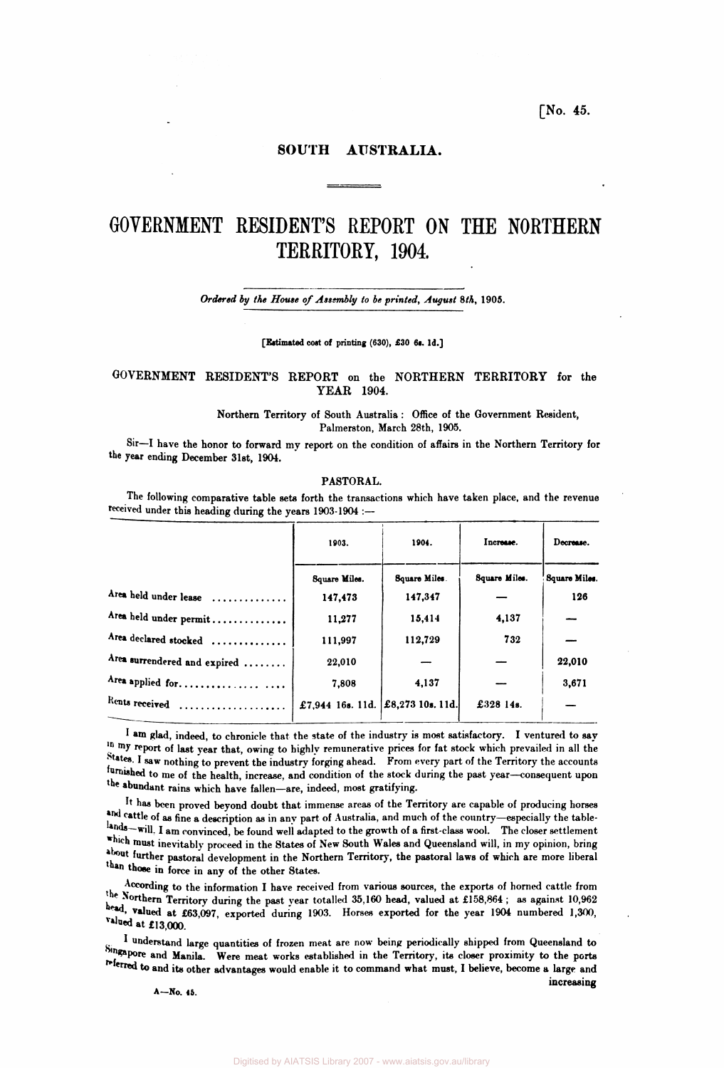[No. 45.

SOUTH AUSTRALIA.

# GOVERNMENT RESIDENT'S REPORT ON THE NORTHERN TERRITORY, 1904.

*Ordered by the House of Assembly to be printed, August 8th, 1905.*

[Estimated cost of printing (630), £30 6s. 1d.]

## GOVERNMENT RESIDENT'S REPORT on the NORTHERN TERRITORY for the YEAR 1904.

Northern Territory of South Australia: Office of the Government Resident, Palmerston, March 28th, 1905.

Sir—I have the honor to forward my report on the condition of affairs in the Northern Territory for the year ending December 31st, 1904.

### PASTORAL.

The following comparative table sets forth the transactions which have taken place, and the revenue received under this heading during the years 1903-1904:—

| | 1903. | 1904. | Increase. | Decrease. |
|---|---|---|---|---|
| | Square Miles. | Square Miles. | Square Miles. | Square Miles. |
| Area held under lease | 147,473 | 147,347 | — | 126 |
| Area held under permit | 11,277 | 15,414 | 4,137 | — |
| Area declared stocked | 111,997 | 112,729 | 732 | — |
| Area surrendered and expired | 22,010 | — | — | 22,010 |
| Area applied for | 7,808 | 4,137 | — | 3,671 |
| Rents received | £7,944 16s. 11d. | £8,273 10s. 11d. | £328 14s. | — |

I am glad, indeed, to chronicle that the state of the industry is most satisfactory. I ventured to say in my report of last year that, owing to highly remunerative prices for fat stock which prevailed in all the States. I saw nothing to prevent the industry forging ahead. From every part of the Territory the accounts furnished to me of the health, increase, and condition of the stock during the past year—consequent upon the abundant rains which have fallen—are, indeed, most gratifying.

It has been proved beyond doubt that immense areas of the Territory are capable of producing horses and cattle of as fine a description as in any part of Australia, and much of the country—especially the tablelands—will, I am convinced, be found well adapted to the growth of a first-class wool. The closer settlement which must inevitably proceed in the States of New South Wales and Queensland will, in my opinion, bring about further pastoral development in the Northern Territory, the pastoral laws of which are more liberal than those in force in any of the other States.

According to the information I have received from various sources, the exports of horned cattle from the Northern Territory during the past year totalled 35,160 head, valued at £158,864; as against 10,962 head, valued at £63,097, exported during 1903. Horses exported for the year 1904 numbered 1,300, valued at £13,000.

I understand large quantities of frozen meat are now being periodically shipped from Queensland to Singapore and Manila. Were meat works established in the Territory, its closer proximity to the ports referred to and its other advantages would enable it to command what must, I believe, become a large and increasing

A—No. 45.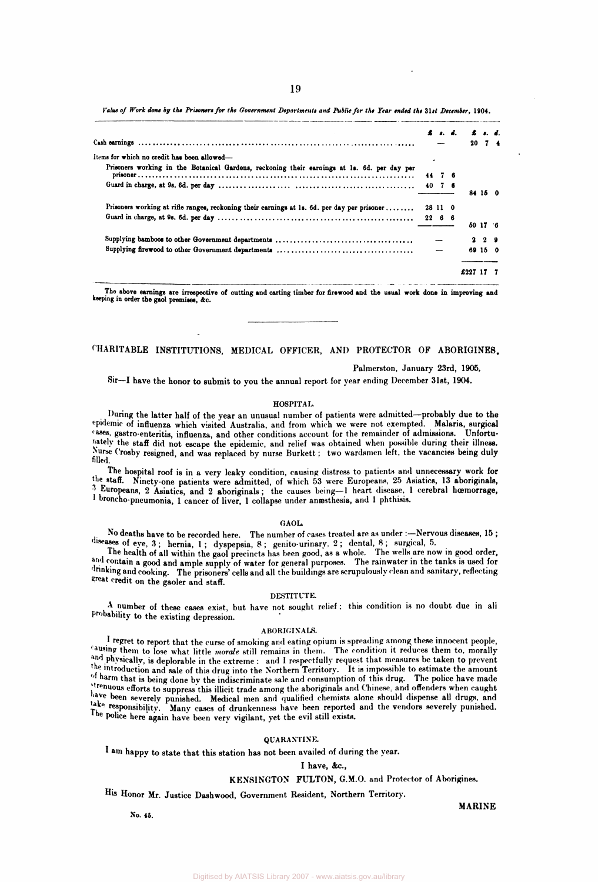*Value of Work done by the Prisoners for the Government Departments and Public for the Year ended the 31st December, 1904.*

| | £ s. d. | £ s. d. |
|---|---|---|
| Cash earnings | — | 20 7 4 |
| Items for which no credit has been allowed— | | |
| Prisoners working in the Botanical Gardens, reckoning their earnings at 1s. 6d. per day per prisoner | 44 7 6 | |
| Guard in charge, at 9s. 6d. per day | 40 7 6 | |
| | | 84 15 0 |
| Prisoners working at rifle ranges, reckoning their earnings at 1s. 6d. per day per prisoner | 28 11 0 | |
| Guard in charge, at 9s. 6d. per day | 22 6 6 | |
| | | 50 17 6 |
| Supplying bamboos to other Government departments | — | 2 2 9 |
| Supplying firewood to other Government departments | — | 69 15 0 |
| | | £227 17 7 |

The above earnings are irrespective of cutting and carting timber for firewood and the usual work done in improving and keeping in order the gaol premises, &c.

## CHARITABLE INSTITUTIONS, MEDICAL OFFICER, AND PROTECTOR OF ABORIGINES.

Palmerston, January 23rd, 1905.

Sir—I have the honor to submit to you the annual report for year ending December 31st, 1904.

### HOSPITAL.

During the latter half of the year an unusual number of patients were admitted—probably due to the epidemic of influenza which visited Australia, and from which we were not exempted. Malaria, surgical cases, gastro-enteritis, influenza, and other conditions account for the remainder of admissions. Unfortunately the staff did not escape the epidemic, and relief was obtained when possible during their illness. Nurse Crosby resigned, and was replaced by nurse Burkett; two wardsmen left, the vacancies being duly filled.

The hospital roof is in a very leaky condition, causing distress to patients and unnecessary work for the staff. Ninety-one patients were admitted, of which 53 were Europeans, 25 Asiatics, 13 aboriginals, 3 Europeans, 2 Asiatics, and 2 aboriginals; the causes being—1 heart disease, 1 cerebral hæmorrage, 1 broncho-pneumonia, 1 cancer of liver, 1 collapse under anæsthesia, and 1 phthisis.

### GAOL.

No deaths have to be recorded here. The number of cases treated are as under:—Nervous diseases, 15; diseases of eye, 3; hernia, 1; dyspepsia, 8; genito-urinary, 2; dental, 8; surgical, 5.

The health of all within the gaol precincts has been good, as a whole. The wells are now in good order, and contain a good and ample supply of water for general purposes. The rainwater in the tanks is used for drinking and cooking. The prisoners' cells and all the buildings are scrupulously clean and sanitary, reflecting great credit on the gaoler and staff.

### DESTITUTE.

A number of these cases exist, but have not sought relief; this condition is no doubt due in all probability to the existing depression.

### ABORIGINALS.

I regret to report that the curse of smoking and eating opium is spreading among these innocent people, causing them to lose what little *morale* still remains in them. The condition it reduces them to, morally and physically, is deplorable in the extreme: and I respectfully request that measures be taken to prevent the introduction and sale of this drug into the Northern Territory. It is impossible to estimate the amount of harm that is being done by the indiscriminate sale and consumption of this drug. The police have made strenuous efforts to suppress this illicit trade among the aboriginals and Chinese, and offenders when caught have been severely punished. Medical men and qualified chemists alone should dispense all drugs, and take responsibility. Many cases of drunkenness have been reported and the vendors severely punished. The police here again have been very vigilant, yet the evil still exists.

### QUARANTINE.

I am happy to state that this station has not been availed of during the year.

I have, &c.,

KENSINGTON FULTON, G.M.O. and Protector of Aborigines.

His Honor Mr. Justice Dashwood, Government Resident, Northern Territory.

No. 45.

MARINE